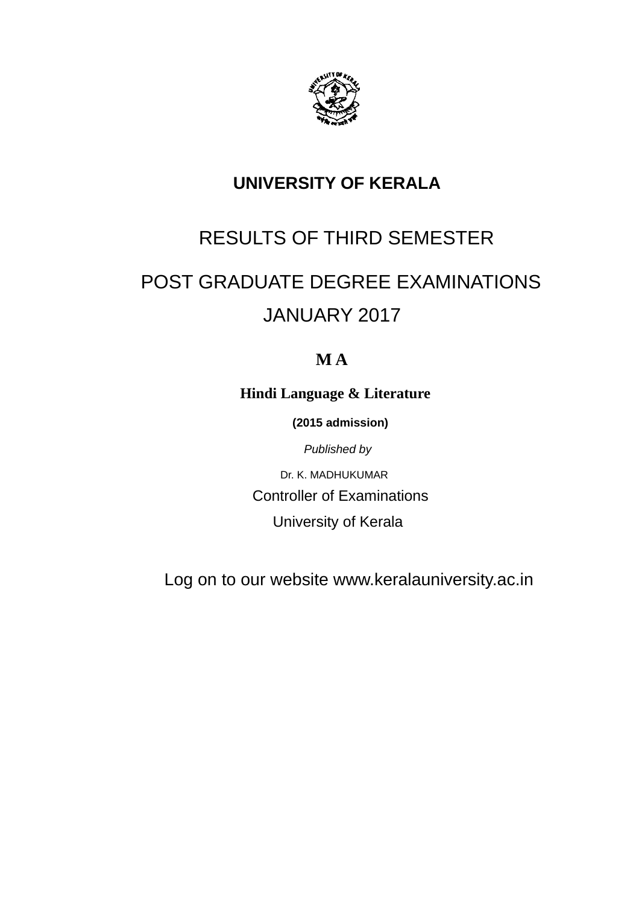# UNIVERSITY OF KERALA

## RESULTS OF THIRD SEMESTER

## POST GRADUATE DEGREE EXAMINATIONS

## JANUARY 2017

**M A**

**Hindi Language & Literature**

**(2015 admission)**

*Published by*

Dr. K. MADHUKUMAR

Controller of Examinations

University of Kerala

Log on to our website www.keralauniversity.ac.in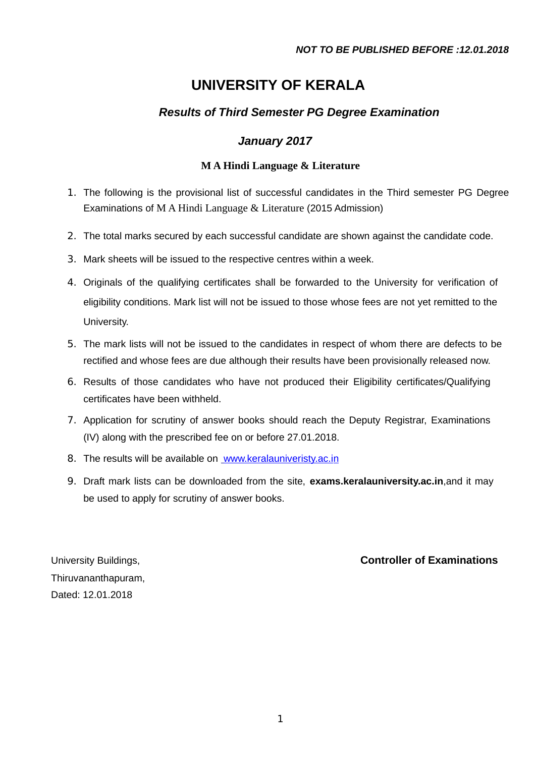*NOT TO BE PUBLISHED BEFORE :12.01.2018*

# UNIVERSITY OF KERALA

## *Results of Third Semester PG Degree Examination*

## *January 2017*

### M A Hindi Language & Literature

1. The following is the provisional list of successful candidates in the Third semester PG Degree Examinations of M A Hindi Language & Literature (2015 Admission)
2. The total marks secured by each successful candidate are shown against the candidate code.
3. Mark sheets will be issued to the respective centres within a week.
4. Originals of the qualifying certificates shall be forwarded to the University for verification of eligibility conditions. Mark list will not be issued to those whose fees are not yet remitted to the University.
5. The mark lists will not be issued to the candidates in respect of whom there are defects to be rectified and whose fees are due although their results have been provisionally released now.
6. Results of those candidates who have not produced their Eligibility certificates/Qualifying certificates have been withheld.
7. Application for scrutiny of answer books should reach the Deputy Registrar, Examinations (IV) along with the prescribed fee on or before 27.01.2018.
8. The results will be available on www.keralauniveristy.ac.in
9. Draft mark lists can be downloaded from the site, **exams.keralauniversity.ac.in**,and it may be used to apply for scrutiny of answer books.

University Buildings,
Thiruvananthapuram,
Dated: 12.01.2018

**Controller of Examinations**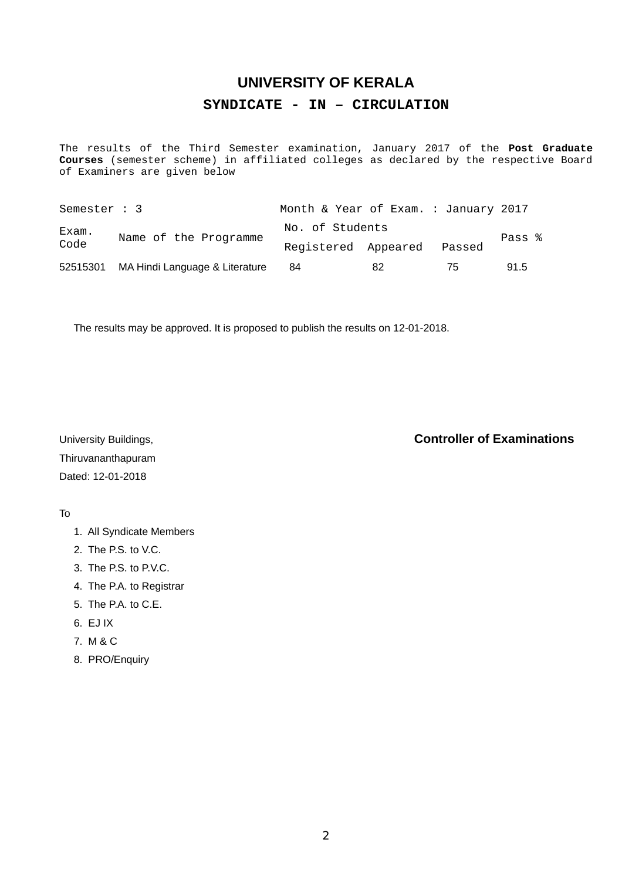# UNIVERSITY OF KERALA

## SYNDICATE - IN – CIRCULATION

The results of the Third Semester examination, January 2017 of the **Post Graduate Courses** (semester scheme) in affiliated colleges as declared by the respective Board of Examiners are given below

Semester : 3 Month & Year of Exam. : January 2017

| Exam. Code | Name of the Programme | No. of Students | | | Pass % |
|---|---|---|---|---|---|
| | | Registered | Appeared | Passed | |
| 52515301 | MA Hindi Language & Literature | 84 | 82 | 75 | 91.5 |

The results may be approved. It is proposed to publish the results on 12-01-2018.

University Buildings,
Thiruvananthapuram
Dated: 12-01-2018

**Controller of Examinations**

To

1. All Syndicate Members
2. The P.S. to V.C.
3. The P.S. to P.V.C.
4. The P.A. to Registrar
5. The P.A. to C.E.
6. EJ IX
7. M & C
8. PRO/Enquiry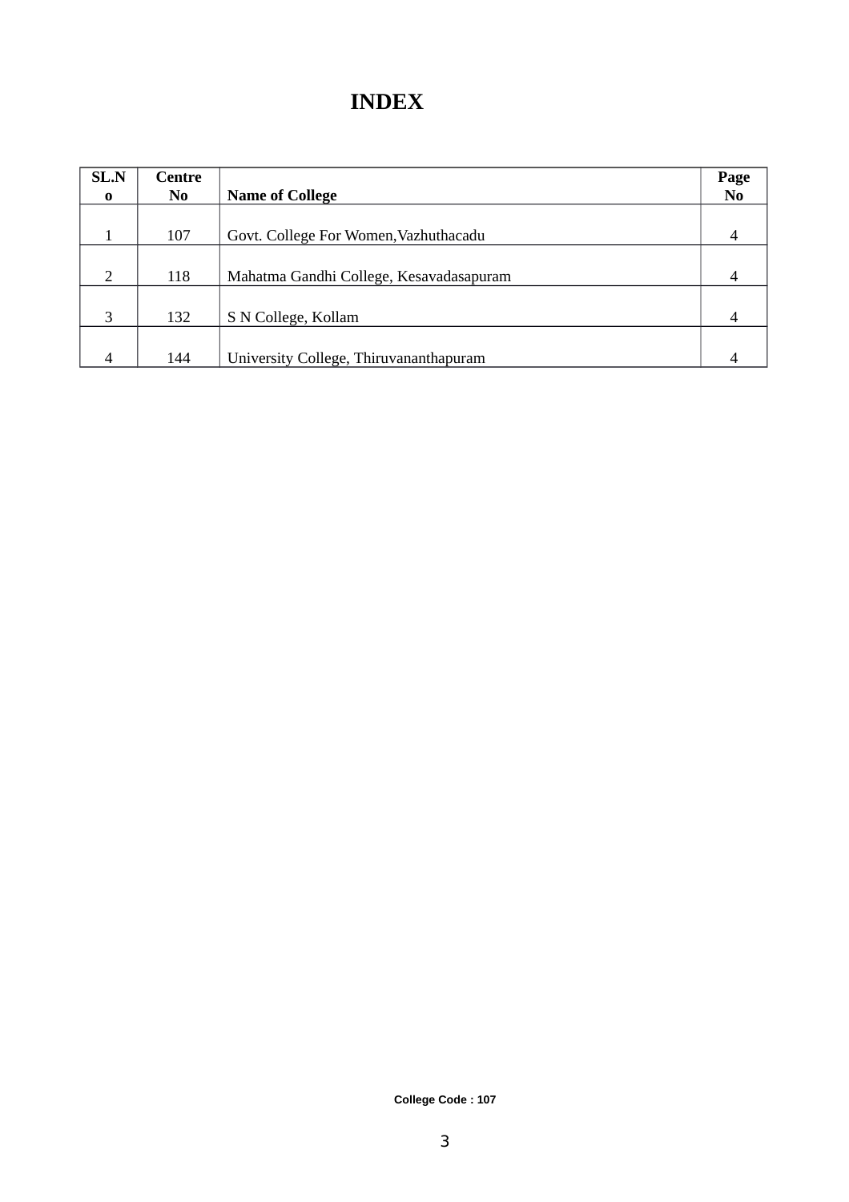# INDEX

| SL.No | Centre No | Name of College | Page No |
|---|---|---|---|
| 1 | 107 | Govt. College For Women,Vazhuthacadu | 4 |
| 2 | 118 | Mahatma Gandhi College, Kesavadasapuram | 4 |
| 3 | 132 | S N College, Kollam | 4 |
| 4 | 144 | University College, Thiruvananthapuram | 4 |

College Code : 107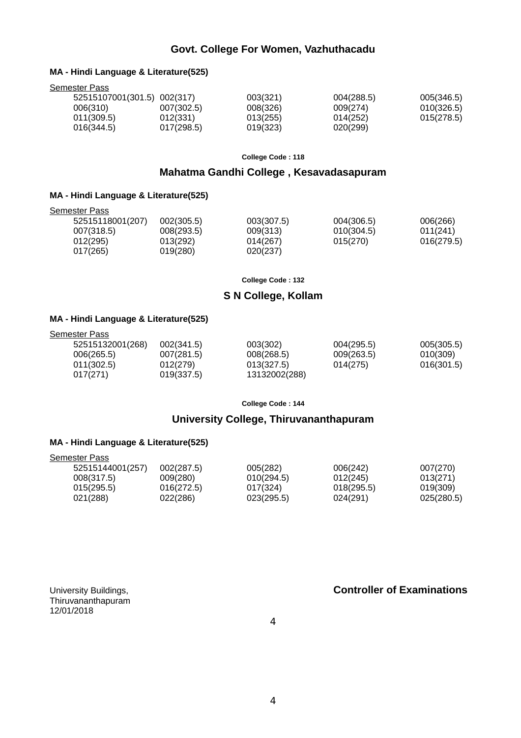## Govt. College For Women, Vazhuthacadu

**MA - Hindi Language & Literature(525)**

Semester Pass

| | | | | |
|---|---|---|---|---|
| 52515107001(301.5) | 002(317) | 003(321) | 004(288.5) | 005(346.5) |
| 006(310) | 007(302.5) | 008(326) | 009(274) | 010(326.5) |
| 011(309.5) | 012(331) | 013(255) | 014(252) | 015(278.5) |
| 016(344.5) | 017(298.5) | 019(323) | 020(299) | |

**College Code : 118**

## Mahatma Gandhi College , Kesavadasapuram

**MA - Hindi Language & Literature(525)**

Semester Pass

| | | | | |
|---|---|---|---|---|
| 52515118001(207) | 002(305.5) | 003(307.5) | 004(306.5) | 006(266) |
| 007(318.5) | 008(293.5) | 009(313) | 010(304.5) | 011(241) |
| 012(295) | 013(292) | 014(267) | 015(270) | 016(279.5) |
| 017(265) | 019(280) | 020(237) | | |

**College Code : 132**

## S N College, Kollam

**MA - Hindi Language & Literature(525)**

Semester Pass

| | | | | |
|---|---|---|---|---|
| 52515132001(268) | 002(341.5) | 003(302) | 004(295.5) | 005(305.5) |
| 006(265.5) | 007(281.5) | 008(268.5) | 009(263.5) | 010(309) |
| 011(302.5) | 012(279) | 013(327.5) | 014(275) | 016(301.5) |
| 017(271) | 019(337.5) | 13132002(288) | | |

**College Code : 144**

## University College, Thiruvananthapuram

**MA - Hindi Language & Literature(525)**

Semester Pass

| | | | | |
|---|---|---|---|---|
| 52515144001(257) | 002(287.5) | 005(282) | 006(242) | 007(270) |
| 008(317.5) | 009(280) | 010(294.5) | 012(245) | 013(271) |
| 015(295.5) | 016(272.5) | 017(324) | 018(295.5) | 019(309) |
| 021(288) | 022(286) | 023(295.5) | 024(291) | 025(280.5) |

University Buildings,
Thiruvananthapuram
12/01/2018

**Controller of Examinations**